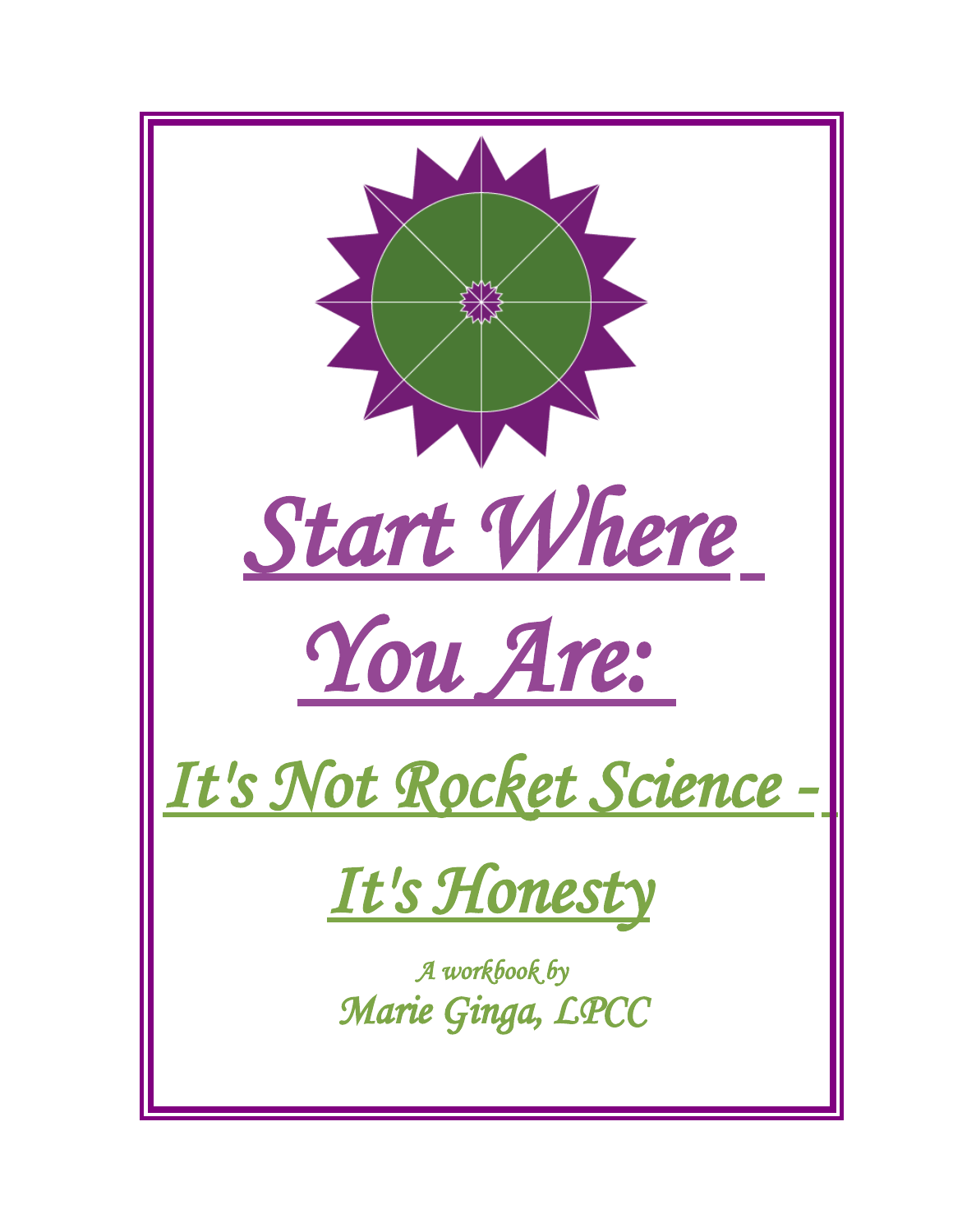# Start Where You Are:

## It's Not Rocket Science - It's Honesty

*A workbook by*

*Marie Ginga, LPCC*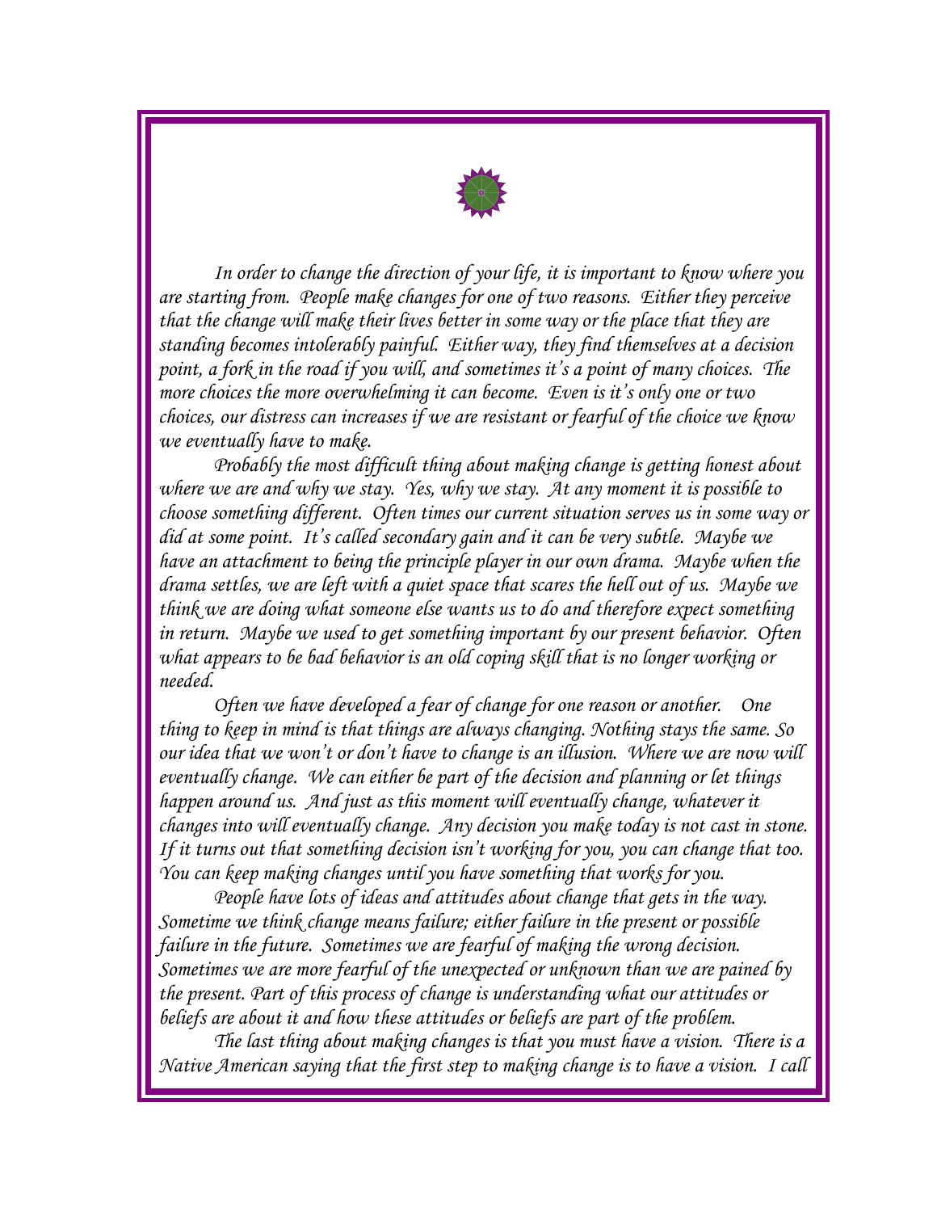*In order to change the direction of your life, it is important to know where you are starting from. People make changes for one of two reasons. Either they perceive that the change will make their lives better in some way or the place that they are standing becomes intolerably painful. Either way, they find themselves at a decision point, a fork in the road if you will, and sometimes it's a point of many choices. The more choices the more overwhelming it can become. Even is it's only one or two choices, our distress can increases if we are resistant or fearful of the choice we know we eventually have to make.*

*Probably the most difficult thing about making change is getting honest about where we are and why we stay. Yes, why we stay. At any moment it is possible to choose something different. Often times our current situation serves us in some way or did at some point. It's called secondary gain and it can be very subtle. Maybe we have an attachment to being the principle player in our own drama. Maybe when the drama settles, we are left with a quiet space that scares the hell out of us. Maybe we think we are doing what someone else wants us to do and therefore expect something in return. Maybe we used to get something important by our present behavior. Often what appears to be bad behavior is an old coping skill that is no longer working or needed.*

*Often we have developed a fear of change for one reason or another. One thing to keep in mind is that things are always changing. Nothing stays the same. So our idea that we won't or don't have to change is an illusion. Where we are now will eventually change. We can either be part of the decision and planning or let things happen around us. And just as this moment will eventually change, whatever it changes into will eventually change. Any decision you make today is not cast in stone. If it turns out that something decision isn't working for you, you can change that too. You can keep making changes until you have something that works for you.*

*People have lots of ideas and attitudes about change that gets in the way. Sometime we think change means failure; either failure in the present or possible failure in the future. Sometimes we are fearful of making the wrong decision. Sometimes we are more fearful of the unexpected or unknown than we are pained by the present. Part of this process of change is understanding what our attitudes or beliefs are about it and how these attitudes or beliefs are part of the problem.*

*The last thing about making changes is that you must have a vision. There is a Native American saying that the first step to making change is to have a vision. I call*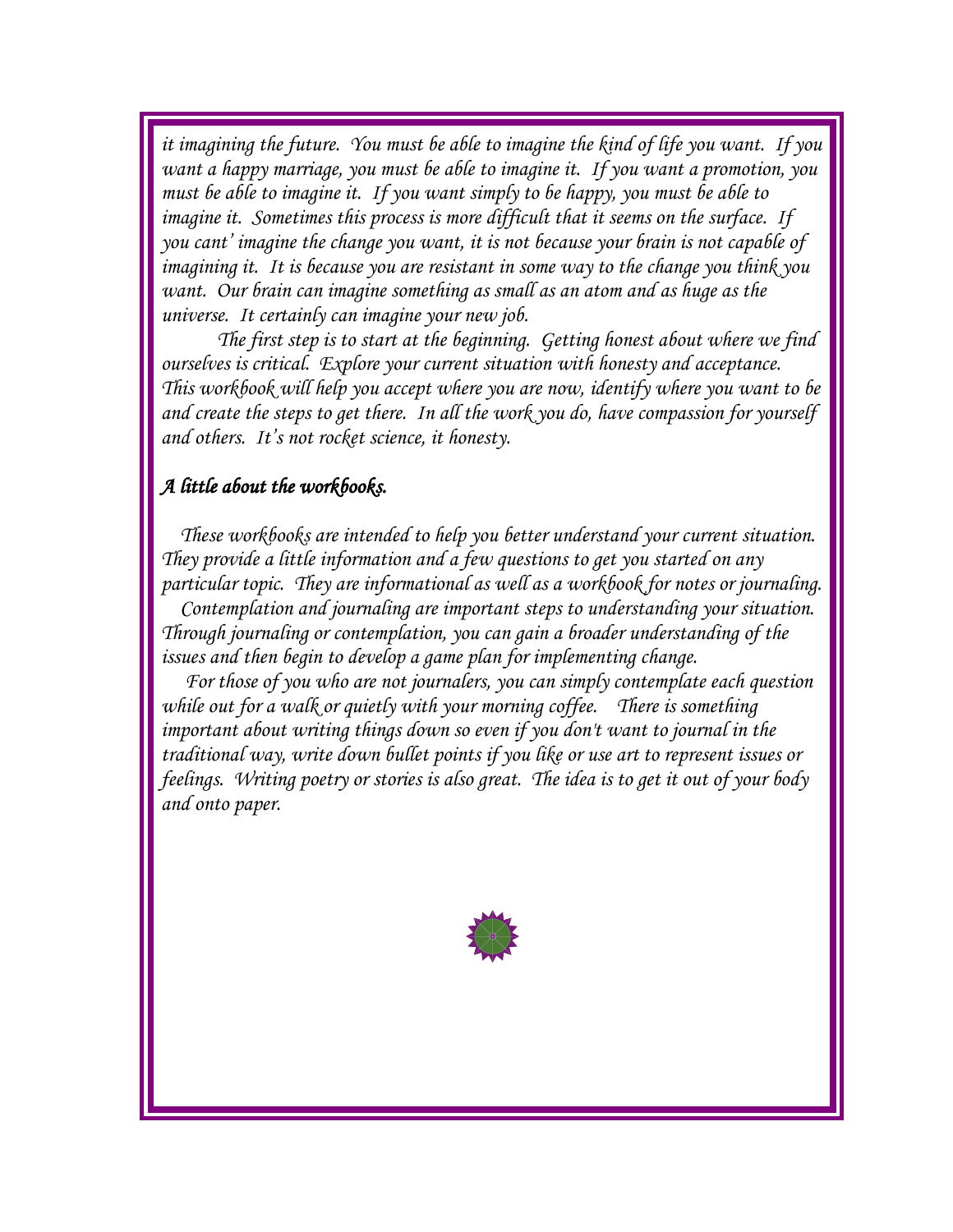*it imagining the future. You must be able to imagine the kind of life you want. If you want a happy marriage, you must be able to imagine it. If you want a promotion, you must be able to imagine it. If you want simply to be happy, you must be able to imagine it. Sometimes this process is more difficult that it seems on the surface. If you cant' imagine the change you want, it is not because your brain is not capable of imagining it. It is because you are resistant in some way to the change you think you want. Our brain can imagine something as small as an atom and as huge as the universe. It certainly can imagine your new job.*

*The first step is to start at the beginning. Getting honest about where we find ourselves is critical. Explore your current situation with honesty and acceptance. This workbook will help you accept where you are now, identify where you want to be and create the steps to get there. In all the work you do, have compassion for yourself and others. It's not rocket science, it honesty.*

### *A little about the workbooks.*

*These workbooks are intended to help you better understand your current situation. They provide a little information and a few questions to get you started on any particular topic. They are informational as well as a workbook for notes or journaling.*

*Contemplation and journaling are important steps to understanding your situation. Through journaling or contemplation, you can gain a broader understanding of the issues and then begin to develop a game plan for implementing change.*

*For those of you who are not journalers, you can simply contemplate each question while out for a walk or quietly with your morning coffee. There is something important about writing things down so even if you don't want to journal in the traditional way, write down bullet points if you like or use art to represent issues or feelings. Writing poetry or stories is also great. The idea is to get it out of your body and onto paper.*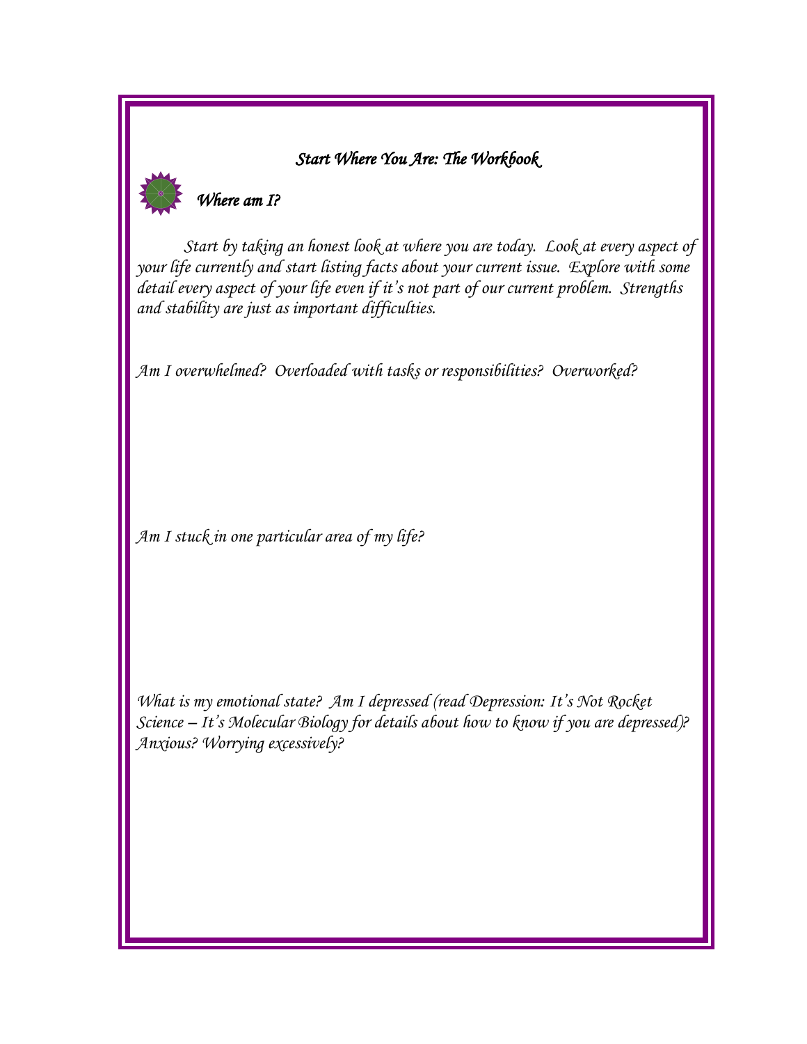*Start Where You Are: The Workbook*

## *Where am I?*

*Start by taking an honest look at where you are today. Look at every aspect of your life currently and start listing facts about your current issue. Explore with some detail every aspect of your life even if it's not part of our current problem. Strengths and stability are just as important difficulties.*

*Am I overwhelmed? Overloaded with tasks or responsibilities? Overworked?*

*Am I stuck in one particular area of my life?*

*What is my emotional state? Am I depressed (read Depression: It's Not Rocket Science – It's Molecular Biology for details about how to know if you are depressed)? Anxious? Worrying excessively?*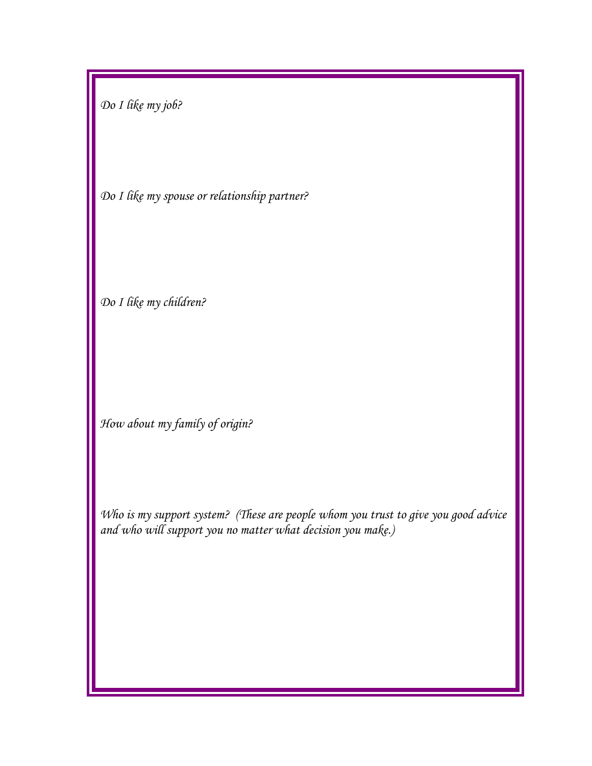*Do I like my job?*

*Do I like my spouse or relationship partner?*

*Do I like my children?*

*How about my family of origin?*

*Who is my support system? (These are people whom you trust to give you good advice and who will support you no matter what decision you make.)*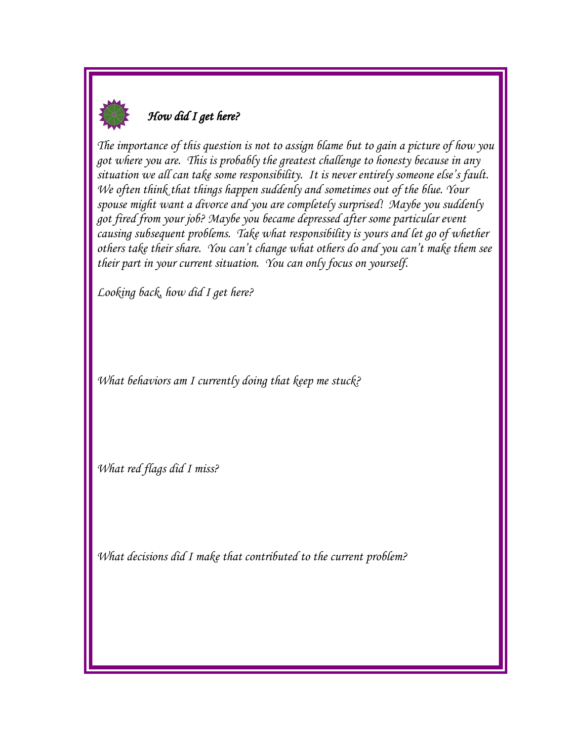## *How did I get here?*

*The importance of this question is not to assign blame but to gain a picture of how you got where you are. This is probably the greatest challenge to honesty because in any situation we all can take some responsibility. It is never entirely someone else's fault. We often think that things happen suddenly and sometimes out of the blue. Your spouse might want a divorce and you are completely surprised! Maybe you suddenly got fired from your job? Maybe you became depressed after some particular event causing subsequent problems. Take what responsibility is yours and let go of whether others take their share. You can't change what others do and you can't make them see their part in your current situation. You can only focus on yourself.*

*Looking back, how did I get here?*

*What behaviors am I currently doing that keep me stuck?*

*What red flags did I miss?*

*What decisions did I make that contributed to the current problem?*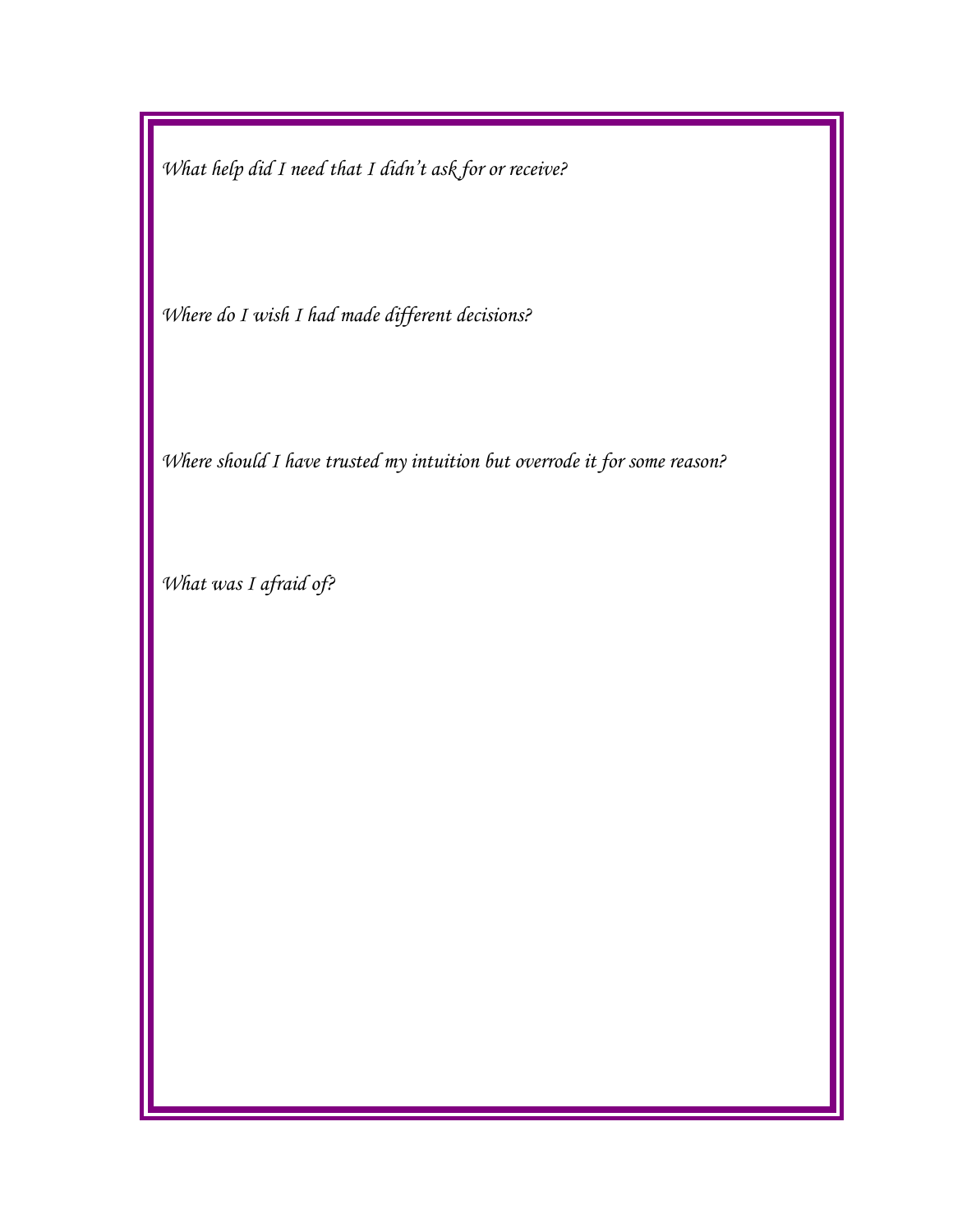*What help did I need that I didn't ask for or receive?*

*Where do I wish I had made different decisions?*

*Where should I have trusted my intuition but overrode it for some reason?*

*What was I afraid of?*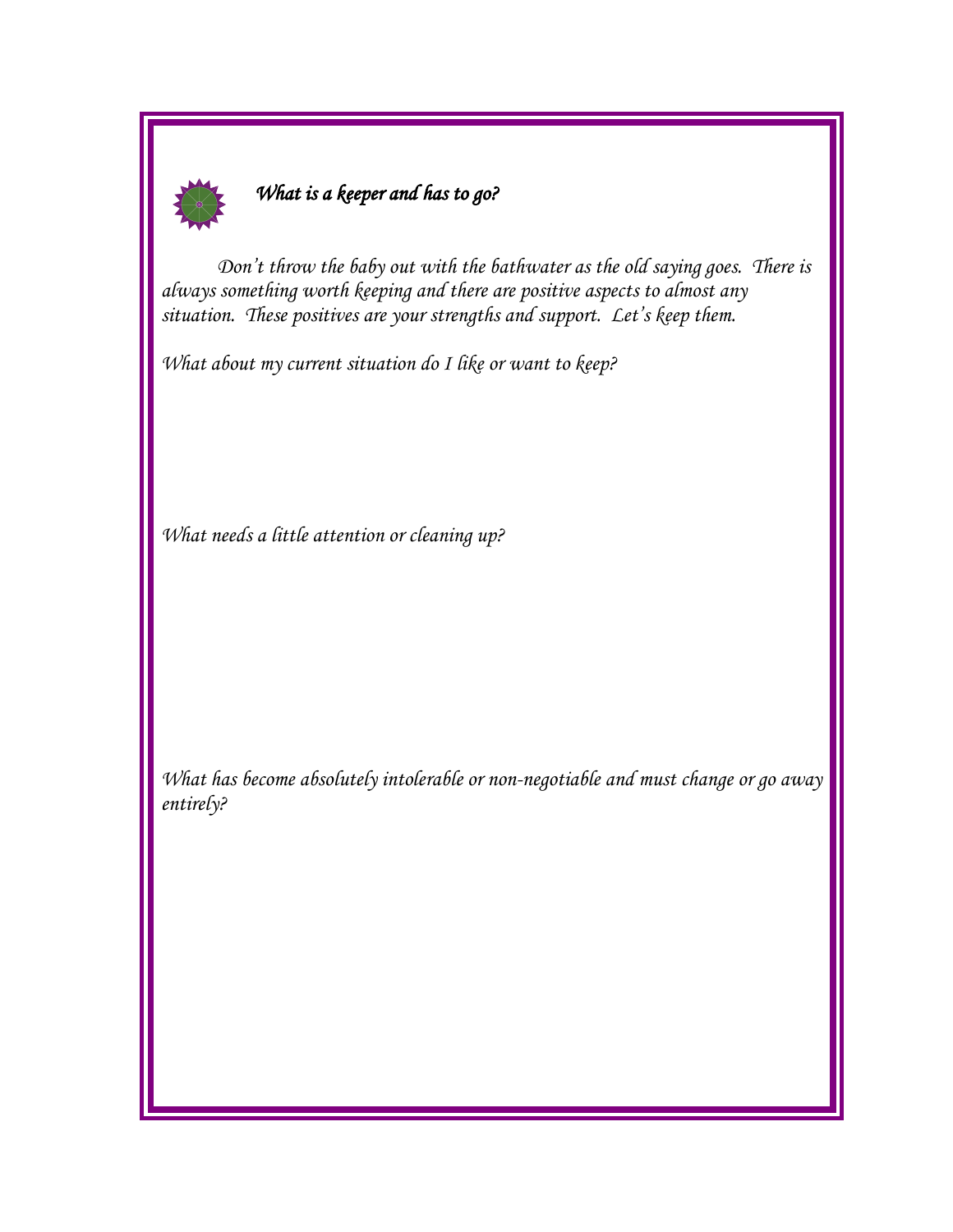## *What is a keeper and has to go?*

*Don't throw the baby out with the bathwater as the old saying goes. There is always something worth keeping and there are positive aspects to almost any situation. These positives are your strengths and support. Let's keep them.*

*What about my current situation do I like or want to keep?*

*What needs a little attention or cleaning up?*

*What has become absolutely intolerable or non-negotiable and must change or go away entirely?*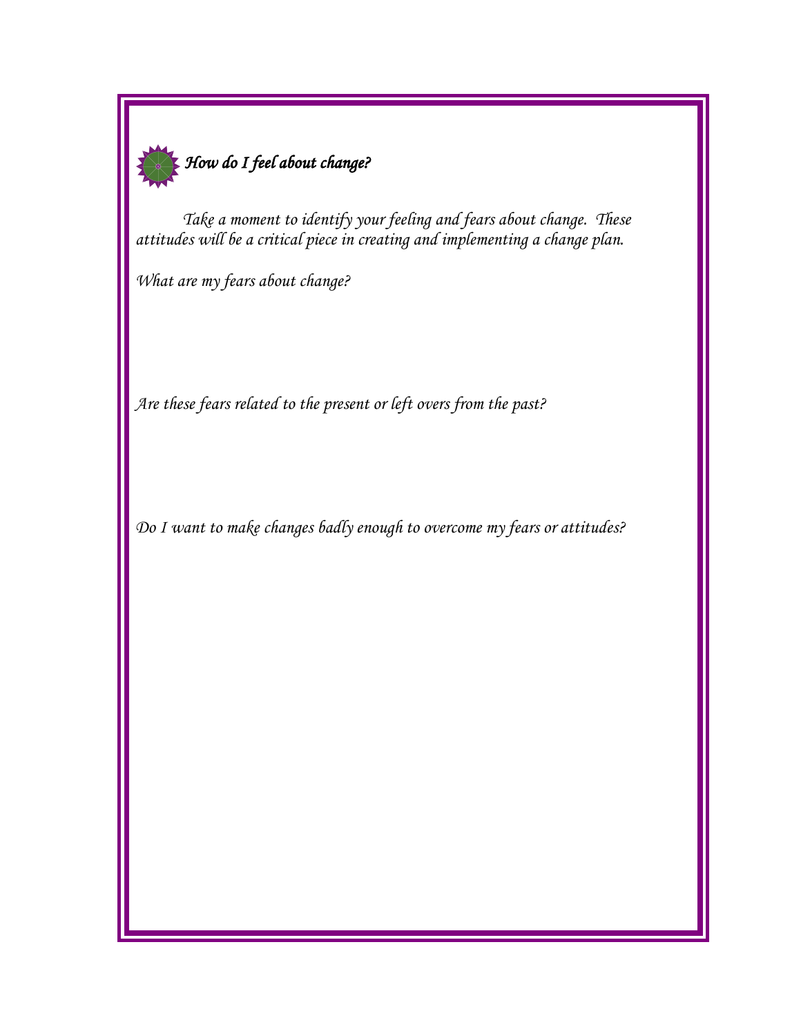### *How do I feel about change?*

*Take a moment to identify your feeling and fears about change. These attitudes will be a critical piece in creating and implementing a change plan.*

*What are my fears about change?*

*Are these fears related to the present or left overs from the past?*

*Do I want to make changes badly enough to overcome my fears or attitudes?*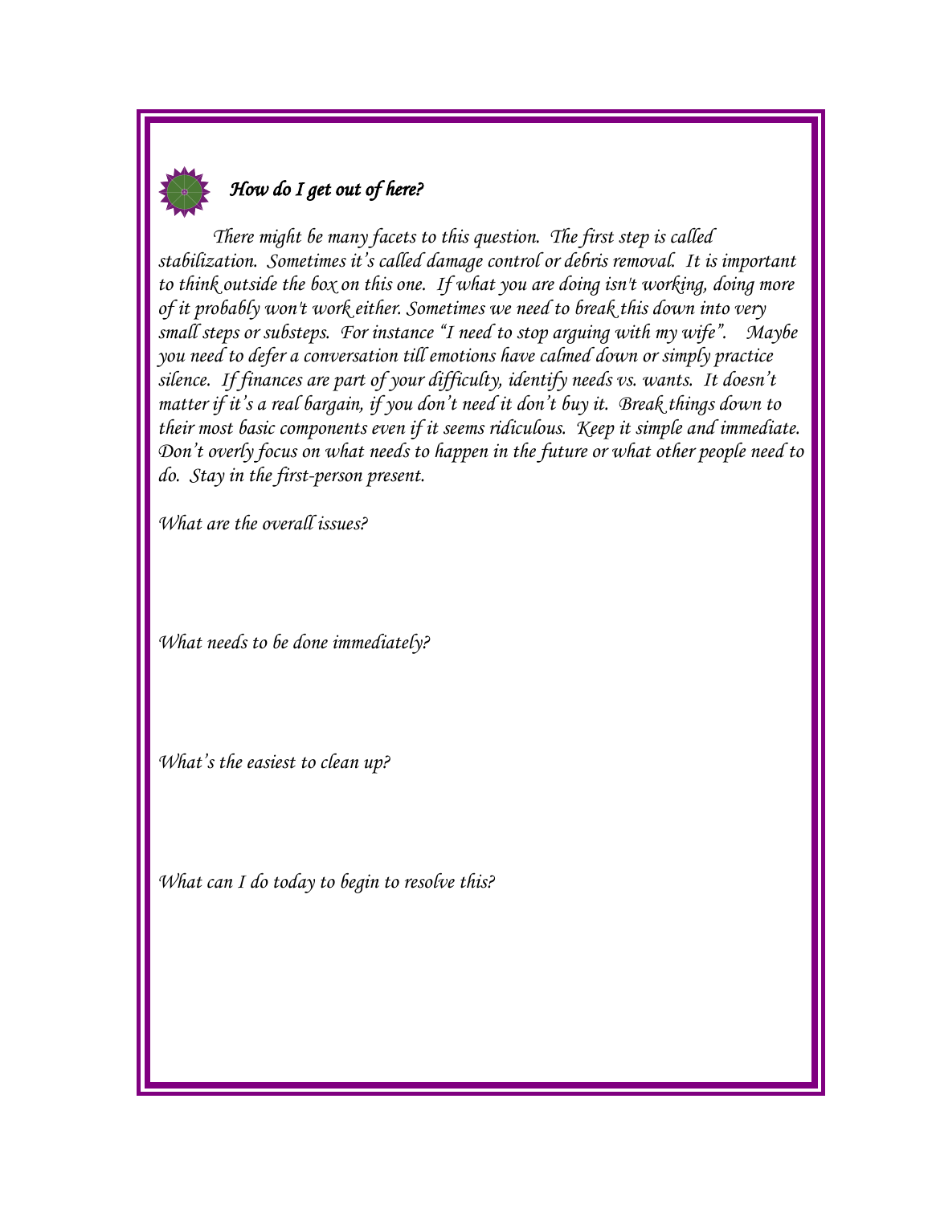## *How do I get out of here?*

*There might be many facets to this question. The first step is called stabilization. Sometimes it's called damage control or debris removal. It is important to think outside the box on this one. If what you are doing isn't working, doing more of it probably won't work either. Sometimes we need to break this down into very small steps or substeps. For instance "I need to stop arguing with my wife". Maybe you need to defer a conversation till emotions have calmed down or simply practice silence. If finances are part of your difficulty, identify needs vs. wants. It doesn't matter if it's a real bargain, if you don't need it don't buy it. Break things down to their most basic components even if it seems ridiculous. Keep it simple and immediate. Don't overly focus on what needs to happen in the future or what other people need to do. Stay in the first-person present.*

*What are the overall issues?*

*What needs to be done immediately?*

*What's the easiest to clean up?*

*What can I do today to begin to resolve this?*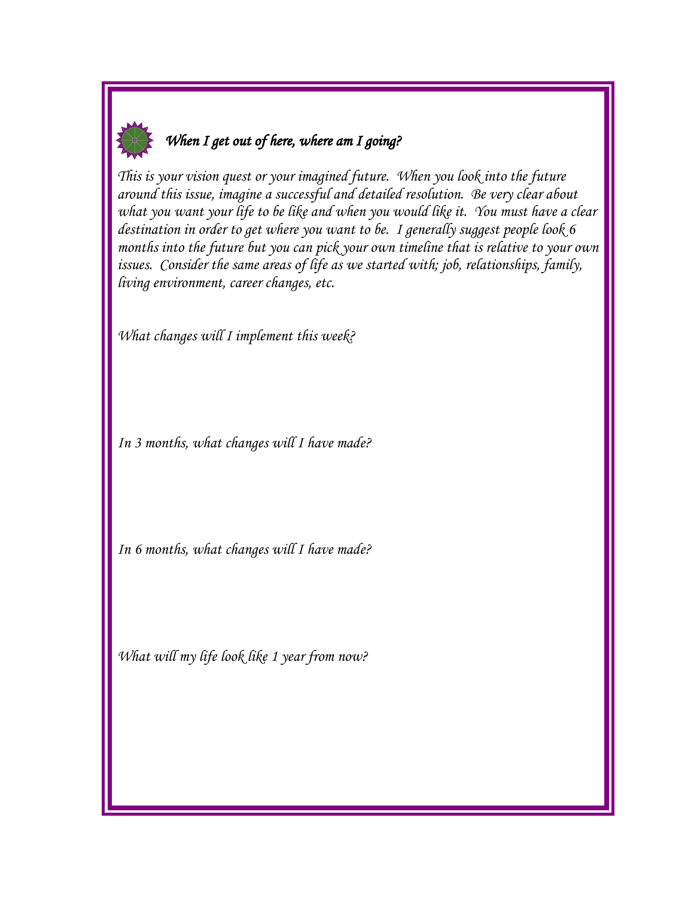## *When I get out of here, where am I going?*

*This is your vision quest or your imagined future. When you look into the future around this issue, imagine a successful and detailed resolution. Be very clear about what you want your life to be like and when you would like it. You must have a clear destination in order to get where you want to be. I generally suggest people look 6 months into the future but you can pick your own timeline that is relative to your own issues. Consider the same areas of life as we started with; job, relationships, family, living environment, career changes, etc.*

*What changes will I implement this week?*

*In 3 months, what changes will I have made?*

*In 6 months, what changes will I have made?*

*What will my life look like 1 year from now?*